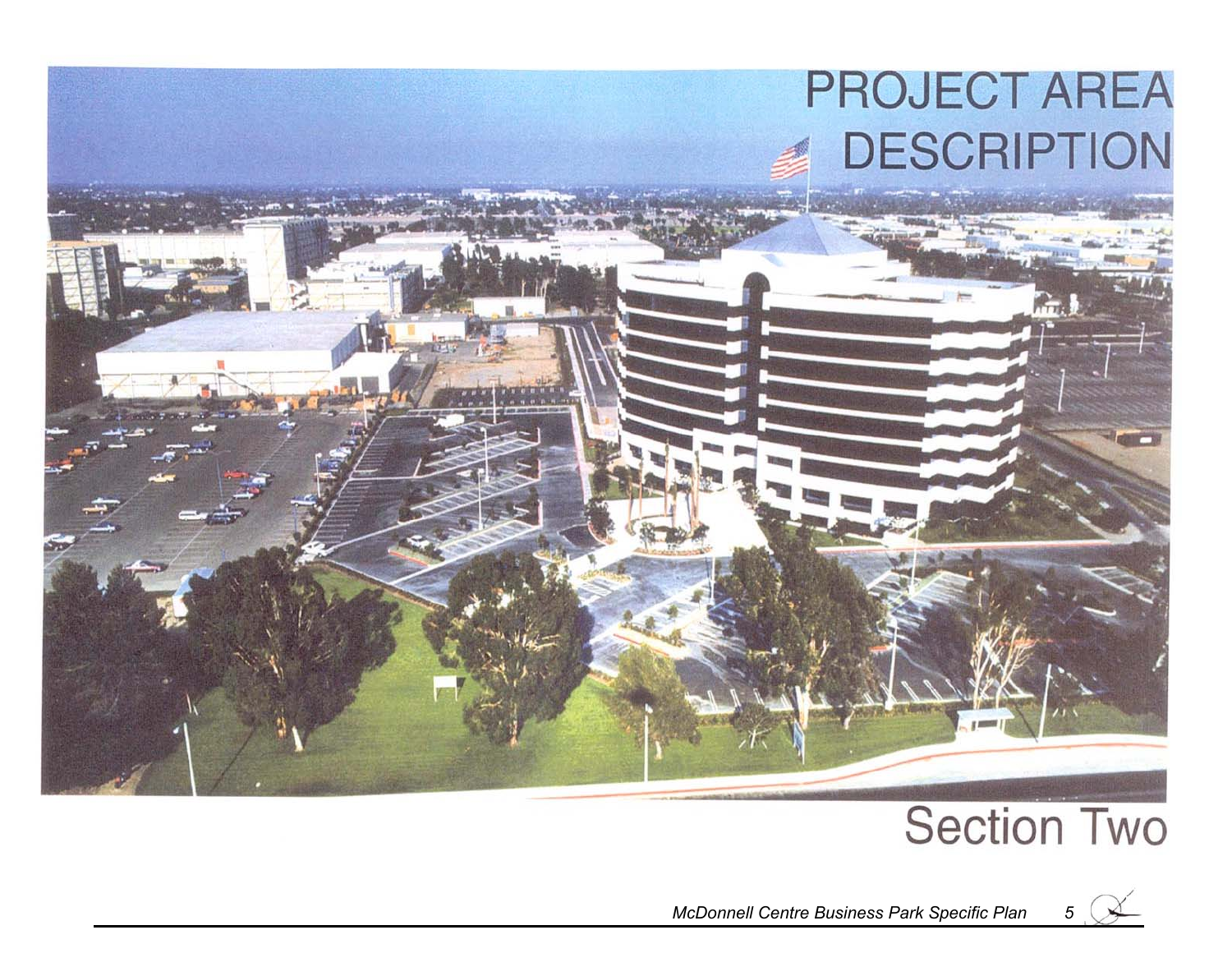# PROJECT AREA DESCRIPTION

## Section Two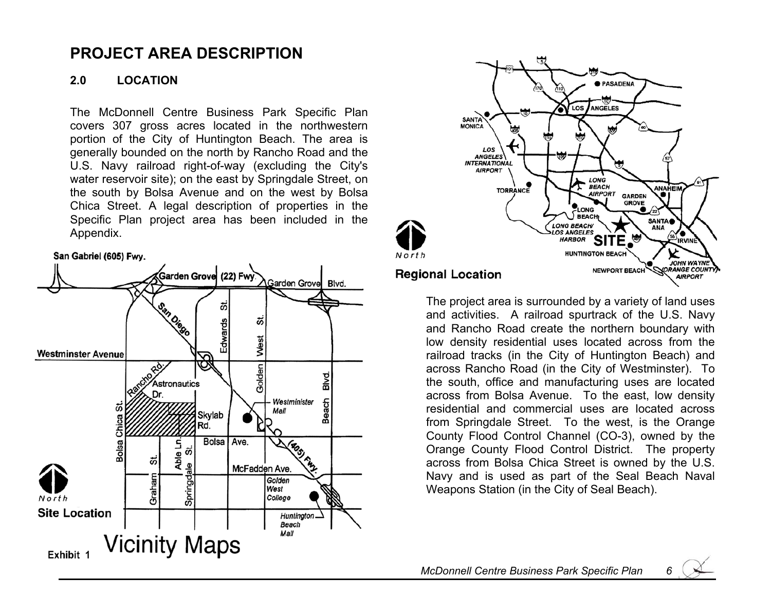# PROJECT AREA DESCRIPTION

## 2.0 LOCATION

The McDonnell Centre Business Park Specific Plan covers 307 gross acres located in the northwestern portion of the City of Huntington Beach. The area is generally bounded on the north by Rancho Road and the U.S. Navy railroad right-of-way (excluding the City's water reservoir site); on the east by Springdale Street, on the south by Bolsa Avenue and on the west by Bolsa Chica Street. A legal description of properties in the Specific Plan project area has been included in the Appendix.

Exhibit 1 Vicinity Maps

The project area is surrounded by a variety of land uses and activities. A railroad spurtrack of the U.S. Navy and Rancho Road create the northern boundary with low density residential uses located across from the railroad tracks (in the City of Huntington Beach) and across Rancho Road (in the City of Westminster). To the south, office and manufacturing uses are located across from Bolsa Avenue. To the east, low density residential and commercial uses are located across from Springdale Street. To the west, is the Orange County Flood Control Channel (CO-3), owned by the Orange County Flood Control District. The property across from Bolsa Chica Street is owned by the U.S. Navy and is used as part of the Seal Beach Naval Weapons Station (in the City of Seal Beach).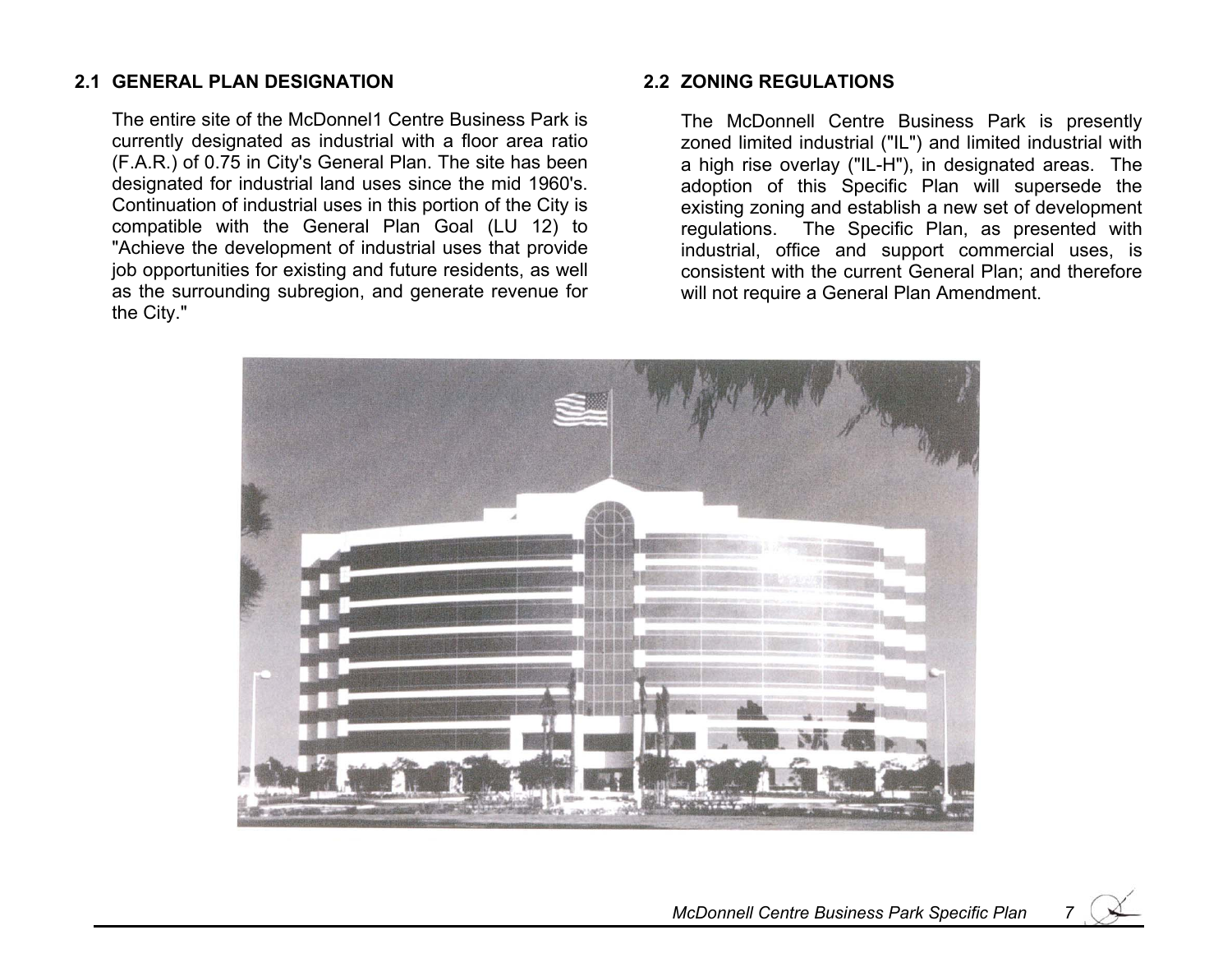## 2.1 GENERAL PLAN DESIGNATION

The entire site of the McDonnel1 Centre Business Park is currently designated as industrial with a floor area ratio (F.A.R.) of 0.75 in City's General Plan. The site has been designated for industrial land uses since the mid 1960's. Continuation of industrial uses in this portion of the City is compatible with the General Plan Goal (LU 12) to "Achieve the development of industrial uses that provide job opportunities for existing and future residents, as well as the surrounding subregion, and generate revenue for the City."

## 2.2 ZONING REGULATIONS

The McDonnell Centre Business Park is presently zoned limited industrial ("IL") and limited industrial with a high rise overlay ("IL-H"), in designated areas. The adoption of this Specific Plan will supersede the existing zoning and establish a new set of development regulations. The Specific Plan, as presented with industrial, office and support commercial uses, is consistent with the current General Plan; and therefore will not require a General Plan Amendment.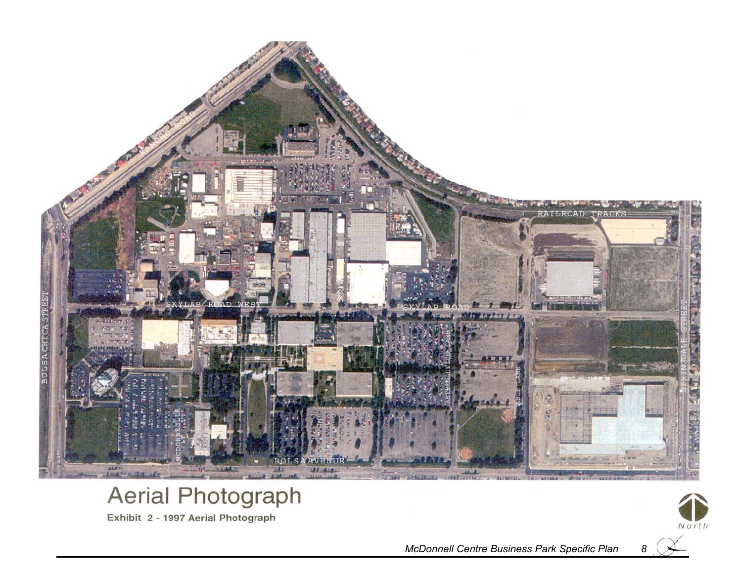# Aerial Photograph

**Exhibit 2 - 1997 Aerial Photograph**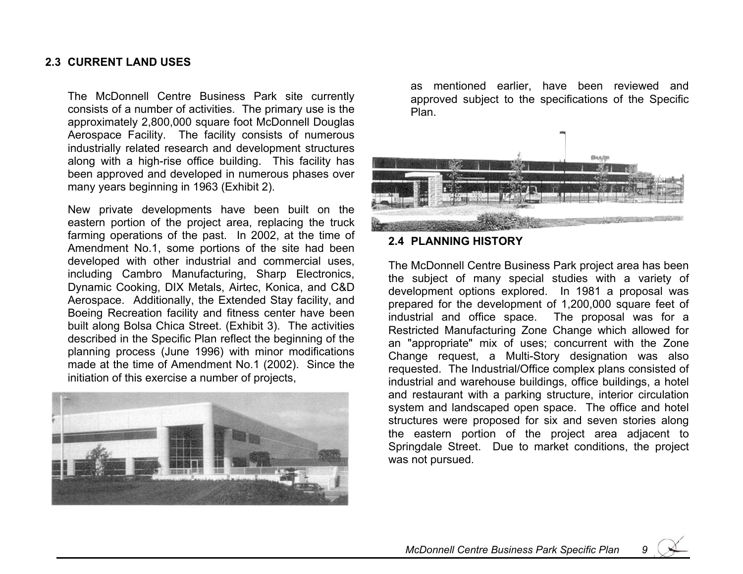## 2.3 CURRENT LAND USES

The McDonnell Centre Business Park site currently consists of a number of activities. The primary use is the approximately 2,800,000 square foot McDonnell Douglas Aerospace Facility. The facility consists of numerous industrially related research and development structures along with a high-rise office building. This facility has been approved and developed in numerous phases over many years beginning in 1963 (Exhibit 2).

New private developments have been built on the eastern portion of the project area, replacing the truck farming operations of the past. In 2002, at the time of Amendment No.1, some portions of the site had been developed with other industrial and commercial uses, including Cambro Manufacturing, Sharp Electronics, Dynamic Cooking, DIX Metals, Airtec, Konica, and C&D Aerospace. Additionally, the Extended Stay facility, and Boeing Recreation facility and fitness center have been built along Bolsa Chica Street. (Exhibit 3). The activities described in the Specific Plan reflect the beginning of the planning process (June 1996) with minor modifications made at the time of Amendment No.1 (2002). Since the initiation of this exercise a number of projects, as mentioned earlier, have been reviewed and approved subject to the specifications of the Specific Plan.

## 2.4 PLANNING HISTORY

The McDonnell Centre Business Park project area has been the subject of many special studies with a variety of development options explored. In 1981 a proposal was prepared for the development of 1,200,000 square feet of industrial and office space. The proposal was for a Restricted Manufacturing Zone Change which allowed for an "appropriate" mix of uses; concurrent with the Zone Change request, a Multi-Story designation was also requested. The Industrial/Office complex plans consisted of industrial and warehouse buildings, office buildings, a hotel and restaurant with a parking structure, interior circulation system and landscaped open space. The office and hotel structures were proposed for six and seven stories along the eastern portion of the project area adjacent to Springdale Street. Due to market conditions, the project was not pursued.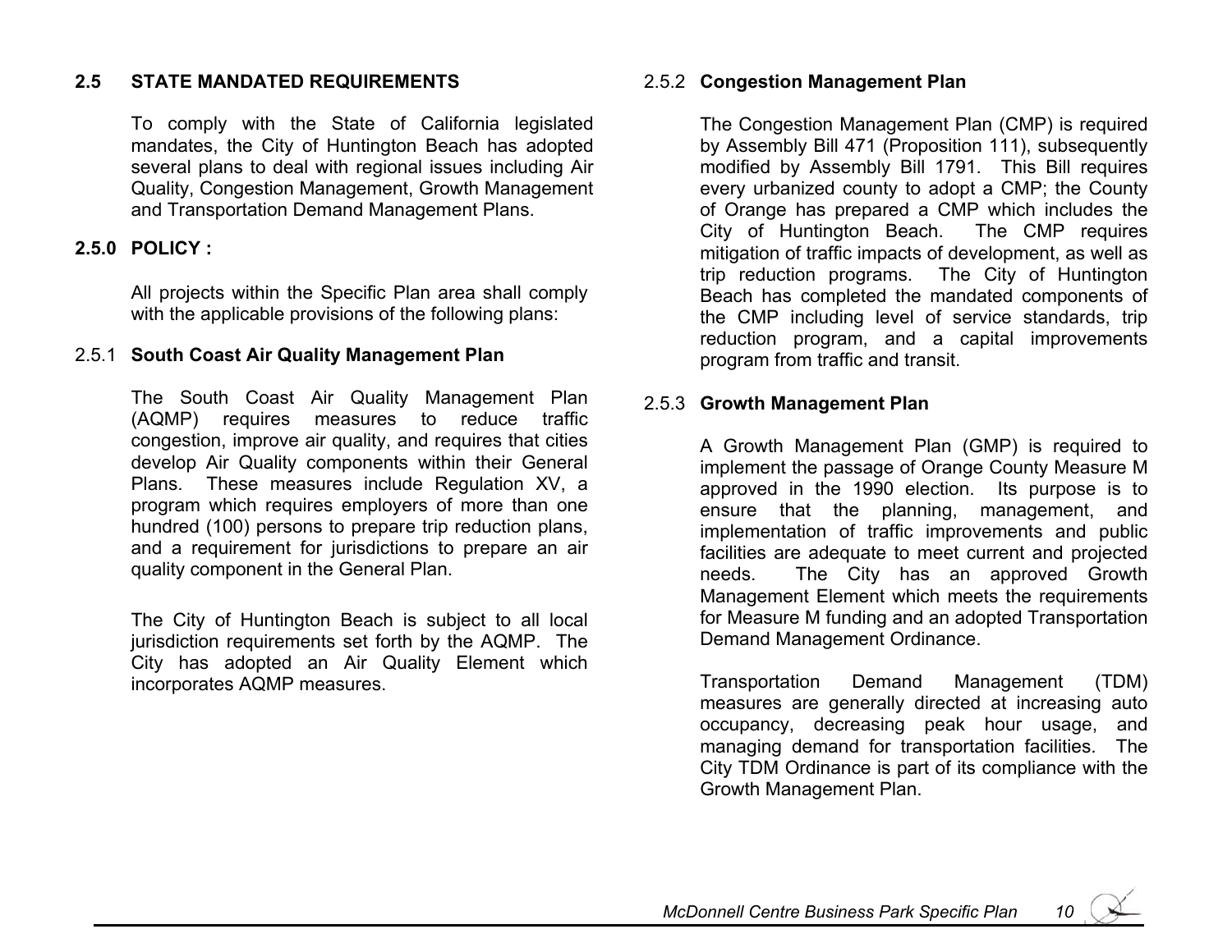## 2.5 STATE MANDATED REQUIREMENTS

To comply with the State of California legislated mandates, the City of Huntington Beach has adopted several plans to deal with regional issues including Air Quality, Congestion Management, Growth Management and Transportation Demand Management Plans.

### 2.5.0 POLICY :

All projects within the Specific Plan area shall comply with the applicable provisions of the following plans:

### 2.5.1 South Coast Air Quality Management Plan

The South Coast Air Quality Management Plan (AQMP) requires measures to reduce traffic congestion, improve air quality, and requires that cities develop Air Quality components within their General Plans. These measures include Regulation XV, a program which requires employers of more than one hundred (100) persons to prepare trip reduction plans, and a requirement for jurisdictions to prepare an air quality component in the General Plan.

The City of Huntington Beach is subject to all local jurisdiction requirements set forth by the AQMP. The City has adopted an Air Quality Element which incorporates AQMP measures.

### 2.5.2 Congestion Management Plan

The Congestion Management Plan (CMP) is required by Assembly Bill 471 (Proposition 111), subsequently modified by Assembly Bill 1791. This Bill requires every urbanized county to adopt a CMP; the County of Orange has prepared a CMP which includes the City of Huntington Beach. The CMP requires mitigation of traffic impacts of development, as well as trip reduction programs. The City of Huntington Beach has completed the mandated components of the CMP including level of service standards, trip reduction program, and a capital improvements program from traffic and transit.

### 2.5.3 Growth Management Plan

A Growth Management Plan (GMP) is required to implement the passage of Orange County Measure M approved in the 1990 election. Its purpose is to ensure that the planning, management, and implementation of traffic improvements and public facilities are adequate to meet current and projected needs. The City has an approved Growth Management Element which meets the requirements for Measure M funding and an adopted Transportation Demand Management Ordinance.

Transportation Demand Management (TDM) measures are generally directed at increasing auto occupancy, decreasing peak hour usage, and managing demand for transportation facilities. The City TDM Ordinance is part of its compliance with the Growth Management Plan.